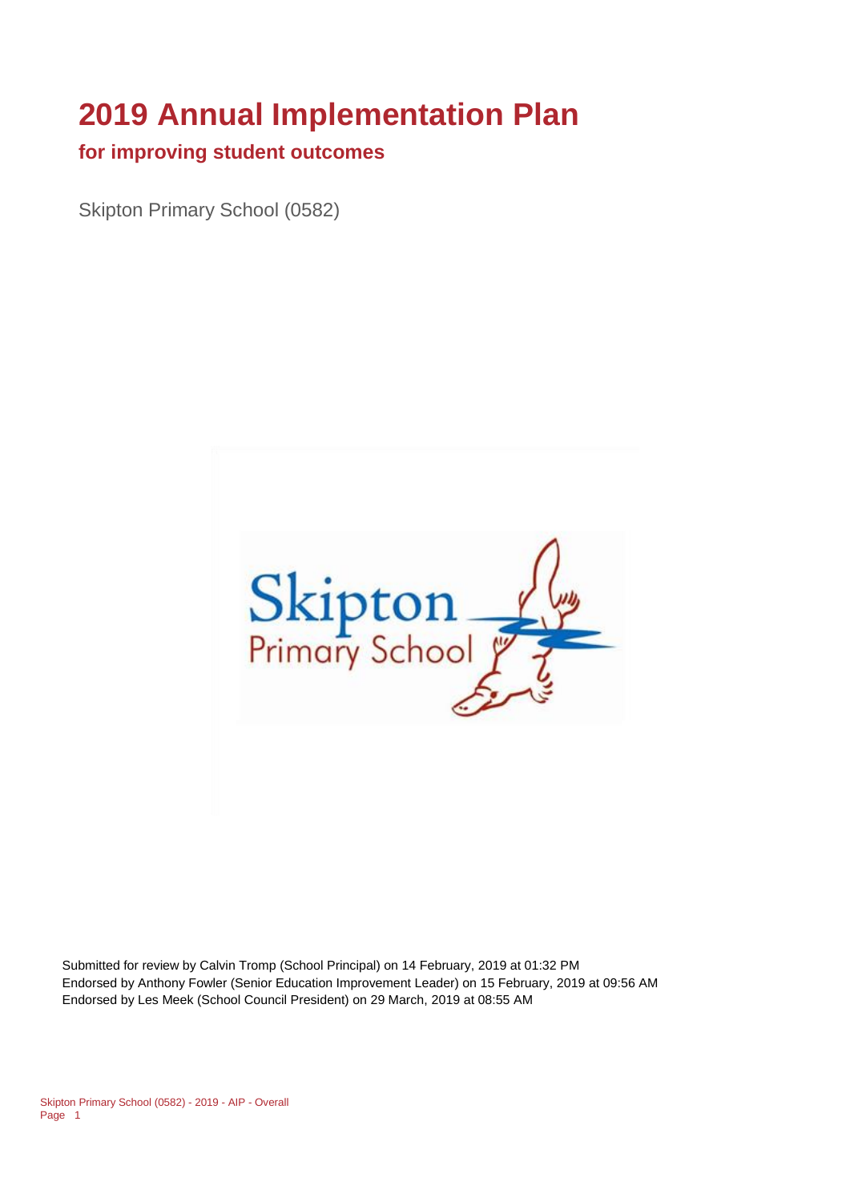# 2019 Annual Implementation Plan

## for improving student outcomes

Skipton Primary School (0582)

Submitted for review by Calvin Tromp (School Principal) on 14 February, 2019 at 01:32 PM
Endorsed by Anthony Fowler (Senior Education Improvement Leader) on 15 February, 2019 at 09:56 AM
Endorsed by Les Meek (School Council President) on 29 March, 2019 at 08:55 AM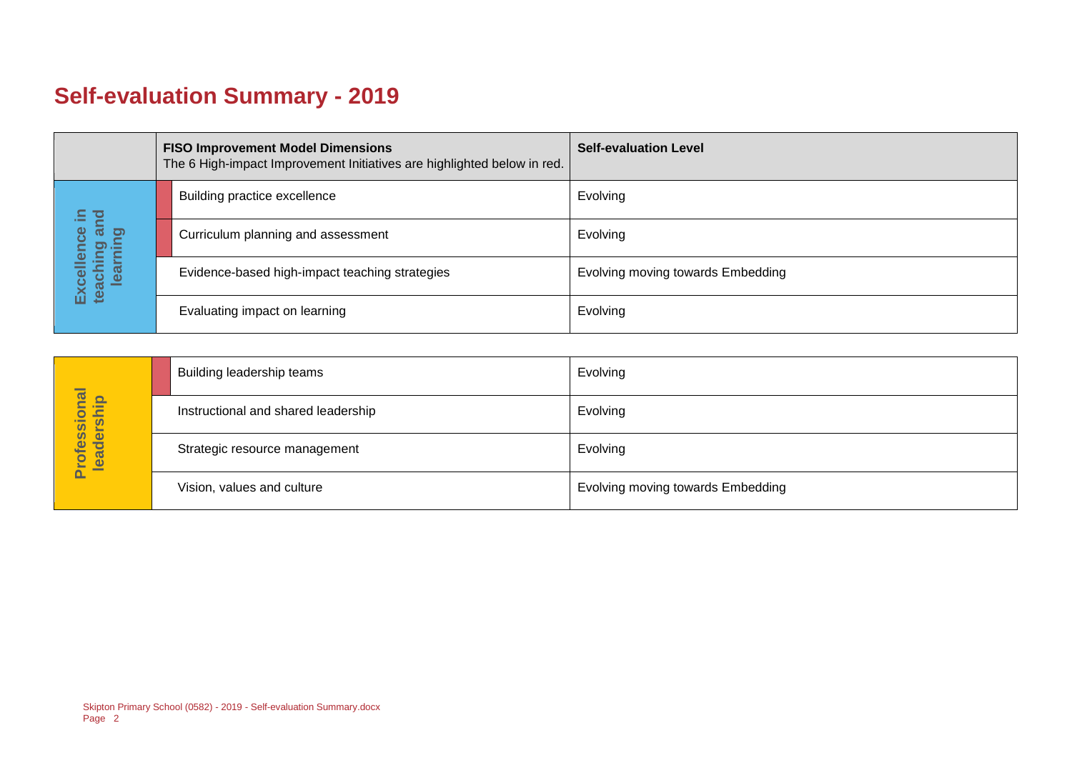# Self-evaluation Summary - 2019

| | FISO Improvement Model Dimensions<br>The 6 High-impact Improvement Initiatives are highlighted below in red. | Self-evaluation Level |
|---|---|---|
| Excellence in teaching and learning | Building practice excellence | Evolving |
| | Curriculum planning and assessment | Evolving |
| | Evidence-based high-impact teaching strategies | Evolving moving towards Embedding |
| | Evaluating impact on learning | Evolving |

| | | |
|---|---|---|
| Professional leadership | Building leadership teams | Evolving |
| | Instructional and shared leadership | Evolving |
| | Strategic resource management | Evolving |
| | Vision, values and culture | Evolving moving towards Embedding |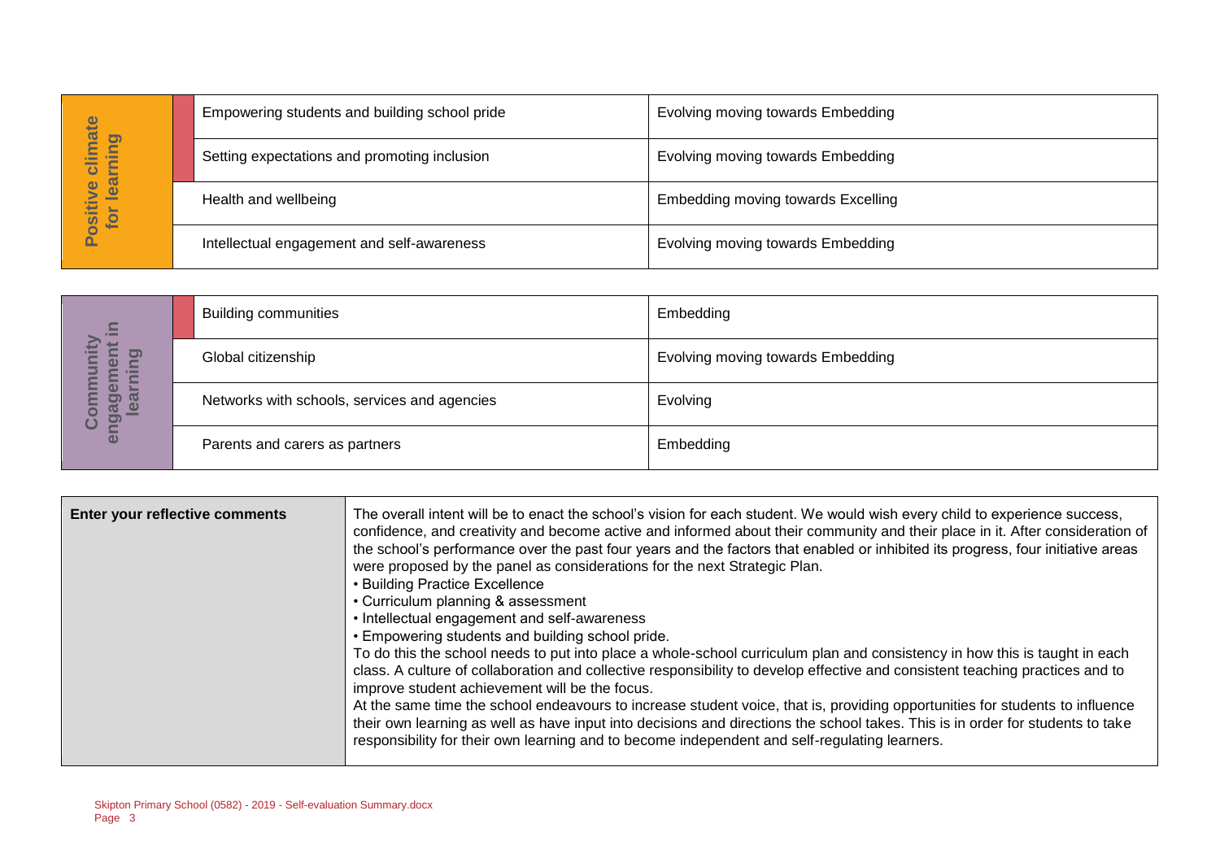| Positive climate for learning | | |
|---|---|---|
| | Empowering students and building school pride | Evolving moving towards Embedding |
| | Setting expectations and promoting inclusion | Evolving moving towards Embedding |
| | Health and wellbeing | Embedding moving towards Excelling |
| | Intellectual engagement and self-awareness | Evolving moving towards Embedding |

| Community engagement in learning | | |
|---|---|---|
| | Building communities | Embedding |
| | Global citizenship | Evolving moving towards Embedding |
| | Networks with schools, services and agencies | Evolving |
| | Parents and carers as partners | Embedding |

| Enter your reflective comments | |
|---|---|
| | The overall intent will be to enact the school's vision for each student. We would wish every child to experience success, confidence, and creativity and become active and informed about their community and their place in it. After consideration of the school's performance over the past four years and the factors that enabled or inhibited its progress, four initiative areas were proposed by the panel as considerations for the next Strategic Plan.<br>• Building Practice Excellence<br>• Curriculum planning & assessment<br>• Intellectual engagement and self-awareness<br>• Empowering students and building school pride.<br>To do this the school needs to put into place a whole-school curriculum plan and consistency in how this is taught in each class. A culture of collaboration and collective responsibility to develop effective and consistent teaching practices and to improve student achievement will be the focus.<br>At the same time the school endeavours to increase student voice, that is, providing opportunities for students to influence their own learning as well as have input into decisions and directions the school takes. This is in order for students to take responsibility for their own learning and to become independent and self-regulating learners. |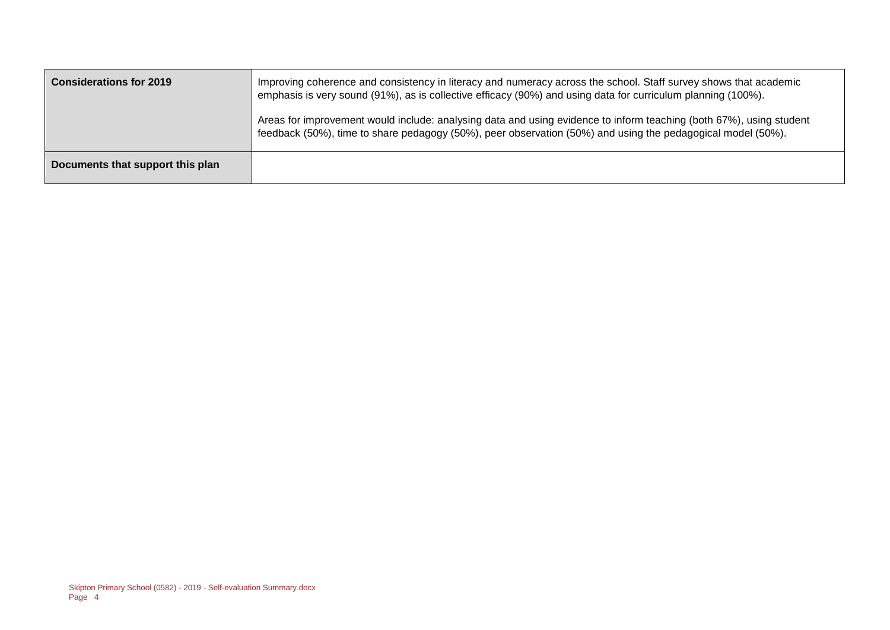| **Considerations for 2019** | Improving coherence and consistency in literacy and numeracy across the school. Staff survey shows that academic emphasis is very sound (91%), as is collective efficacy (90%) and using data for curriculum planning (100%).<br><br>Areas for improvement would include: analysing data and using evidence to inform teaching (both 67%), using student feedback (50%), time to share pedagogy (50%), peer observation (50%) and using the pedagogical model (50%). |
|---|---|
| **Documents that support this plan** | |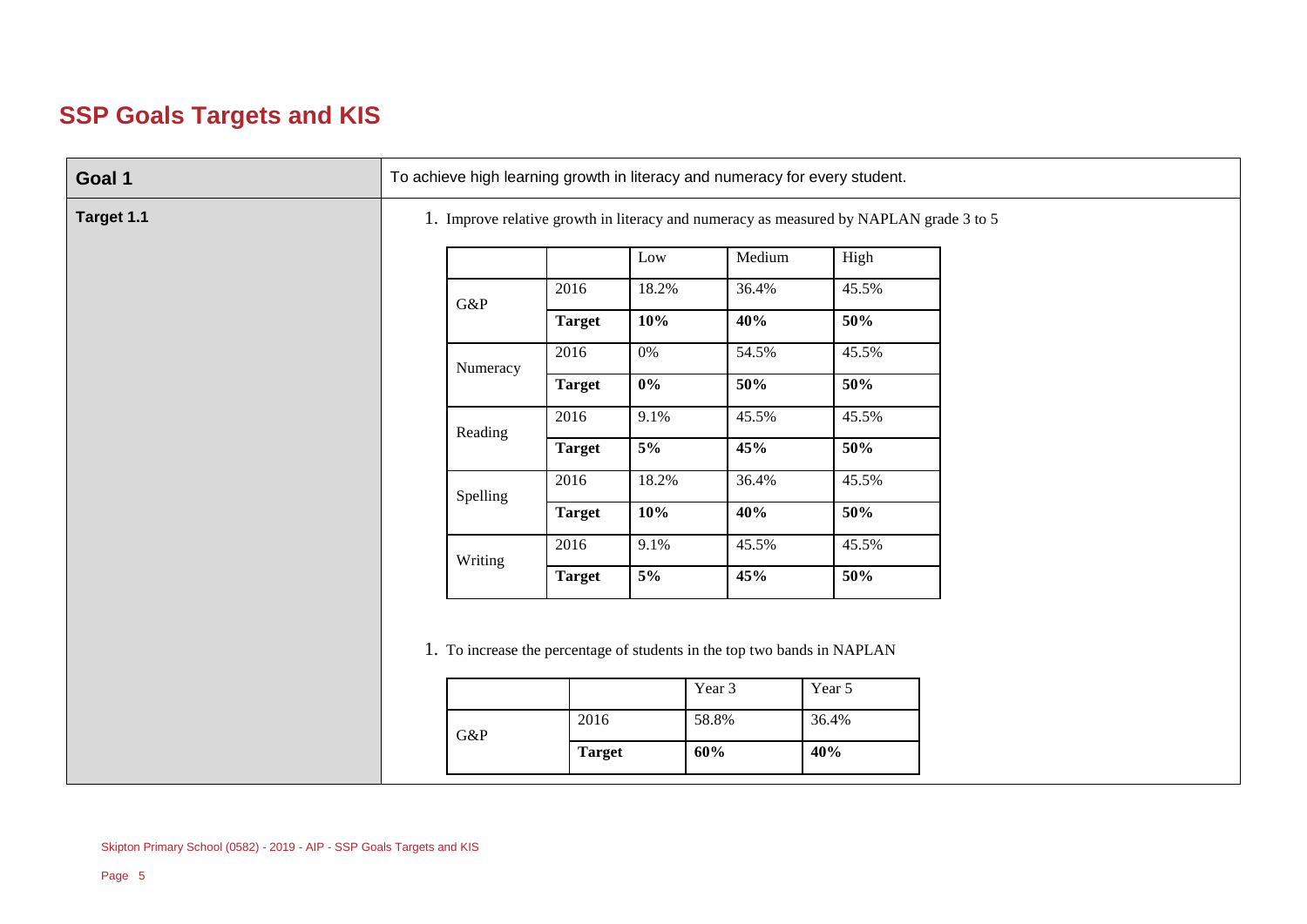# SSP Goals Targets and KIS

| **Goal 1** | To achieve high learning growth in literacy and numeracy for every student. |
|---|---|
| **Target 1.1** | 1. Improve relative growth in literacy and numeracy as measured by NAPLAN grade 3 to 5 |

| | | Low | Medium | High |
|---|---|---|---|---|
| G&P | 2016 | 18.2% | 36.4% | 45.5% |
| | **Target** | **10%** | **40%** | **50%** |
| Numeracy | 2016 | 0% | 54.5% | 45.5% |
| | **Target** | **0%** | **50%** | **50%** |
| Reading | 2016 | 9.1% | 45.5% | 45.5% |
| | **Target** | **5%** | **45%** | **50%** |
| Spelling | 2016 | 18.2% | 36.4% | 45.5% |
| | **Target** | **10%** | **40%** | **50%** |
| Writing | 2016 | 9.1% | 45.5% | 45.5% |
| | **Target** | **5%** | **45%** | **50%** |

1. To increase the percentage of students in the top two bands in NAPLAN

| | | Year 3 | Year 5 |
|---|---|---|---|
| G&P | 2016 | 58.8% | 36.4% |
| | **Target** | **60%** | **40%** |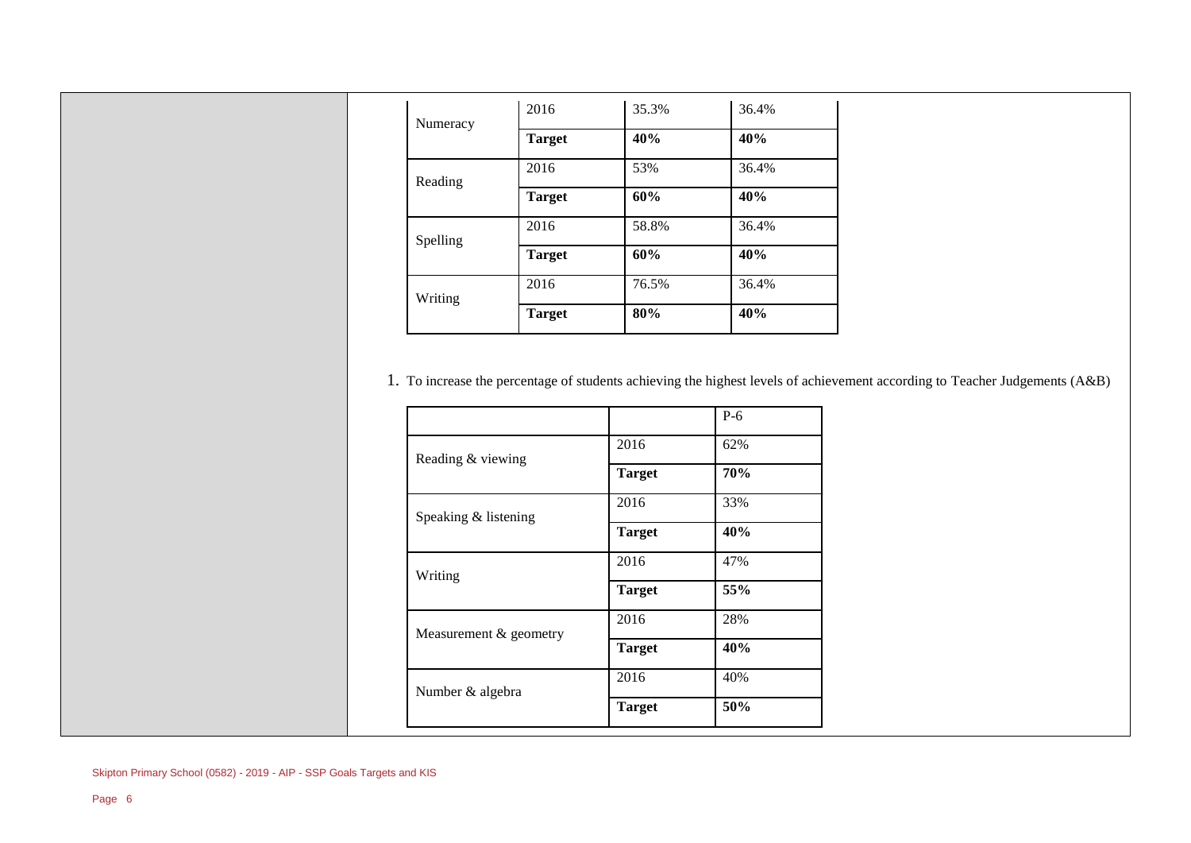| | | | |
|---|---|---|---|
| Numeracy | 2016 | 35.3% | 36.4% |
| | **Target** | **40%** | **40%** |
| Reading | 2016 | 53% | 36.4% |
| | **Target** | **60%** | **40%** |
| Spelling | 2016 | 58.8% | 36.4% |
| | **Target** | **60%** | **40%** |
| Writing | 2016 | 76.5% | 36.4% |
| | **Target** | **80%** | **40%** |

1. To increase the percentage of students achieving the highest levels of achievement according to Teacher Judgements (A&B)

| | | P-6 |
|---|---|---|
| Reading & viewing | 2016 | 62% |
| | **Target** | **70%** |
| Speaking & listening | 2016 | 33% |
| | **Target** | **40%** |
| Writing | 2016 | 47% |
| | **Target** | **55%** |
| Measurement & geometry | 2016 | 28% |
| | **Target** | **40%** |
| Number & algebra | 2016 | 40% |
| | **Target** | **50%** |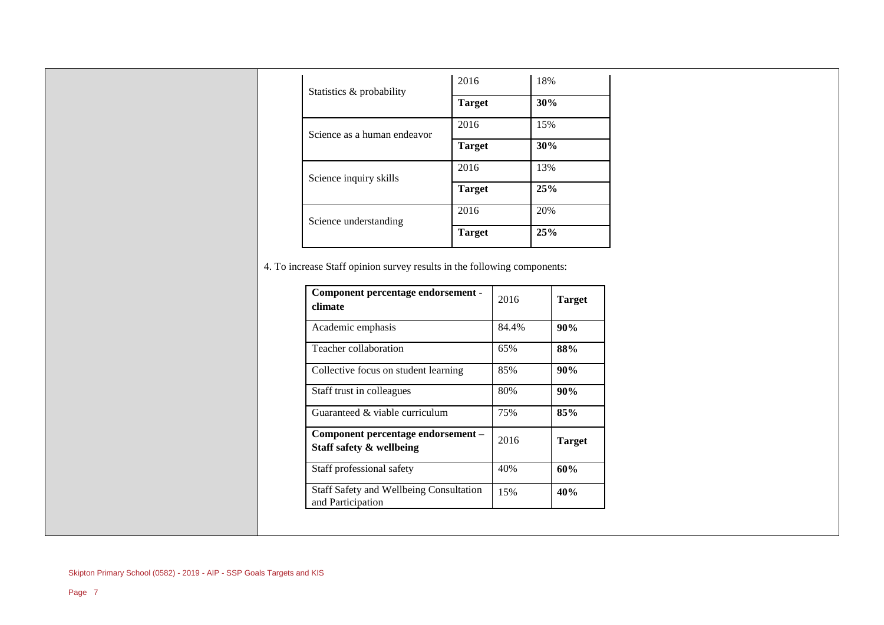| | | |
|---|---|---|
| Statistics & probability | 2016 | 18% |
| | **Target** | **30%** |
| Science as a human endeavor | 2016 | 15% |
| | **Target** | **30%** |
| Science inquiry skills | 2016 | 13% |
| | **Target** | **25%** |
| Science understanding | 2016 | 20% |
| | **Target** | **25%** |

4. To increase Staff opinion survey results in the following components:

| **Component percentage endorsement - climate** | 2016 | **Target** |
|---|---|---|
| Academic emphasis | 84.4% | **90%** |
| Teacher collaboration | 65% | **88%** |
| Collective focus on student learning | 85% | **90%** |
| Staff trust in colleagues | 80% | **90%** |
| Guaranteed & viable curriculum | 75% | **85%** |
| **Component percentage endorsement – Staff safety & wellbeing** | 2016 | **Target** |
| Staff professional safety | 40% | **60%** |
| Staff Safety and Wellbeing Consultation and Participation | 15% | **40%** |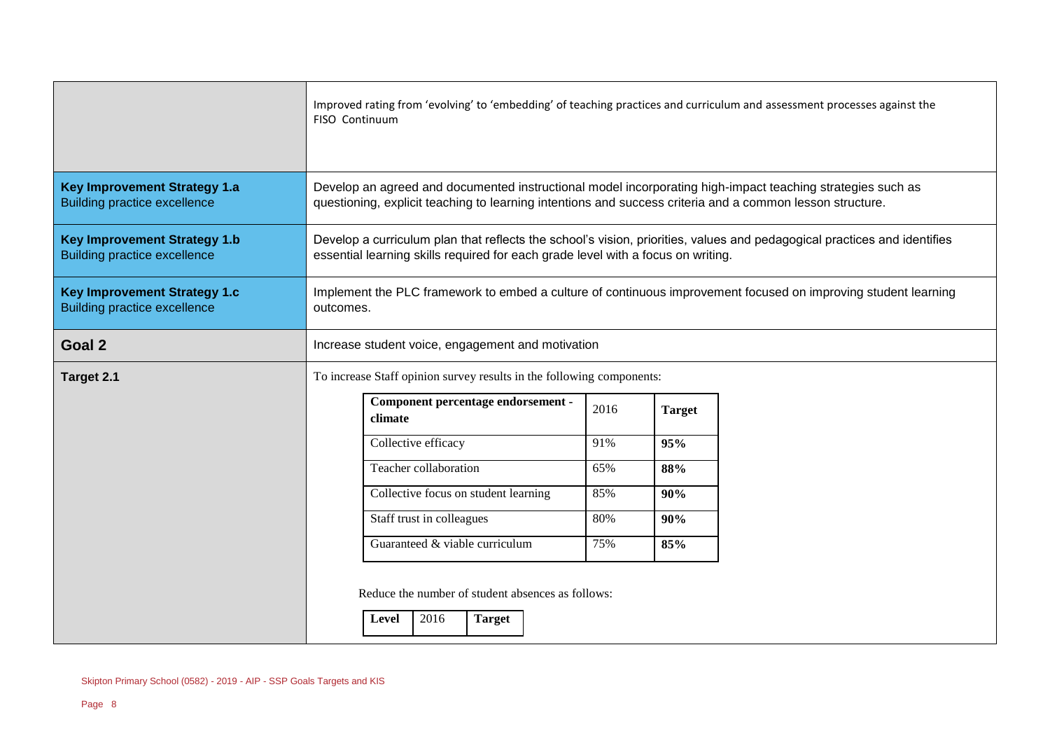| | |
|---|---|
| | Improved rating from 'evolving' to 'embedding' of teaching practices and curriculum and assessment processes against the FISO Continuum |
| **Key Improvement Strategy 1.a**<br>Building practice excellence | Develop an agreed and documented instructional model incorporating high-impact teaching strategies such as questioning, explicit teaching to learning intentions and success criteria and a common lesson structure. |
| **Key Improvement Strategy 1.b**<br>Building practice excellence | Develop a curriculum plan that reflects the school's vision, priorities, values and pedagogical practices and identifies essential learning skills required for each grade level with a focus on writing. |
| **Key Improvement Strategy 1.c**<br>Building practice excellence | Implement the PLC framework to embed a culture of continuous improvement focused on improving student learning outcomes. |
| **Goal 2** | Increase student voice, engagement and motivation |
| **Target 2.1** | To increase Staff opinion survey results in the following components: |

| Component percentage endorsement - climate | 2016 | Target |
|---|---|---|
| Collective efficacy | 91% | **95%** |
| Teacher collaboration | 65% | **88%** |
| Collective focus on student learning | 85% | **90%** |
| Staff trust in colleagues | 80% | **90%** |
| Guaranteed & viable curriculum | 75% | **85%** |

Reduce the number of student absences as follows:

| Level | 2016 | Target |
|---|---|---|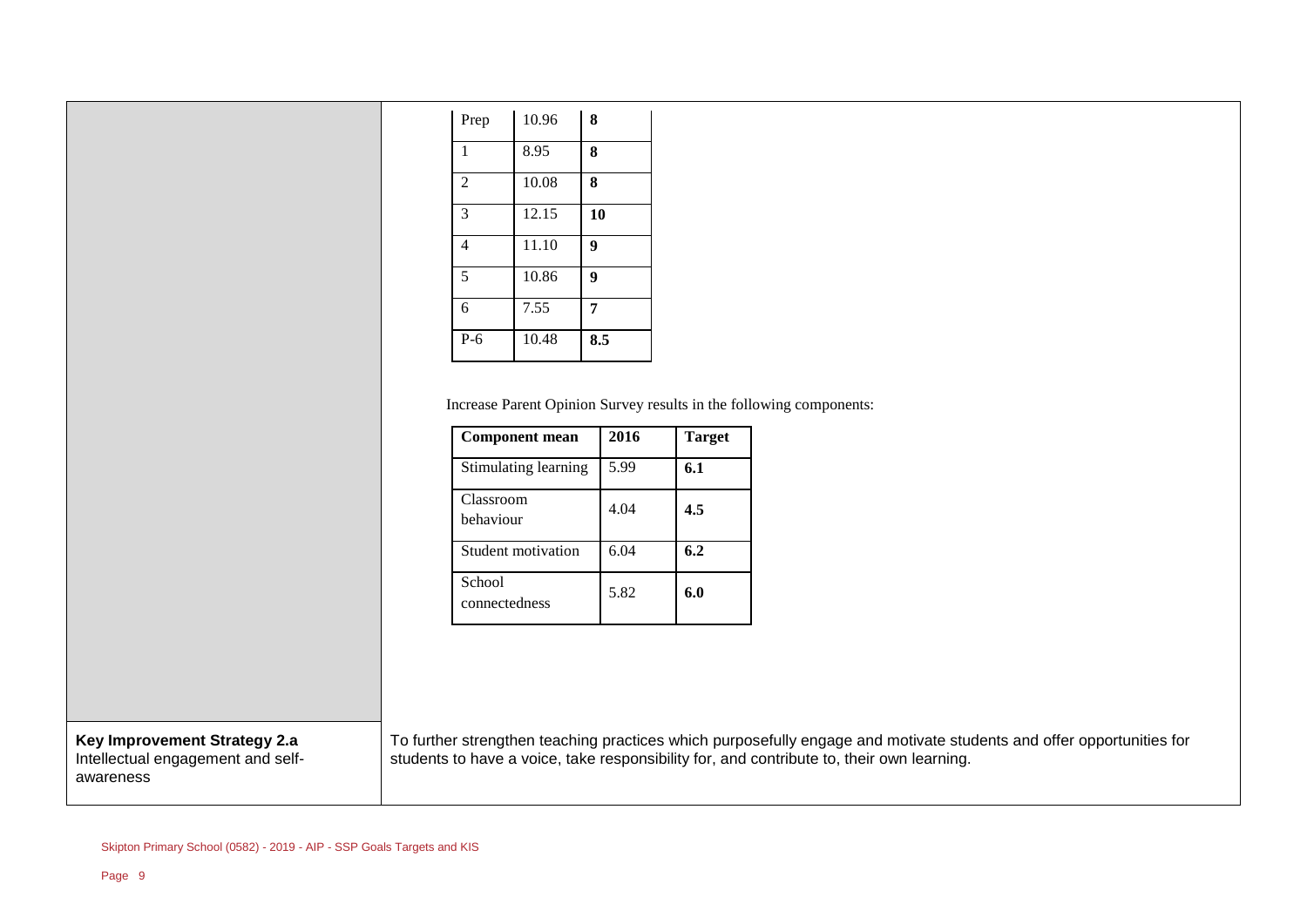| Prep | 10.96 | **8** |
|---|---|---|
| 1 | 8.95 | **8** |
| 2 | 10.08 | **8** |
| 3 | 12.15 | **10** |
| 4 | 11.10 | **9** |
| 5 | 10.86 | **9** |
| 6 | 7.55 | **7** |
| P-6 | 10.48 | **8.5** |

Increase Parent Opinion Survey results in the following components:

| Component mean | 2016 | Target |
|---|---|---|
| Stimulating learning | 5.99 | **6.1** |
| Classroom behaviour | 4.04 | **4.5** |
| Student motivation | 6.04 | **6.2** |
| School connectedness | 5.82 | **6.0** |

| Key Improvement Strategy 2.a | |
|---|---|
| Intellectual engagement and self-awareness | To further strengthen teaching practices which purposefully engage and motivate students and offer opportunities for students to have a voice, take responsibility for, and contribute to, their own learning. |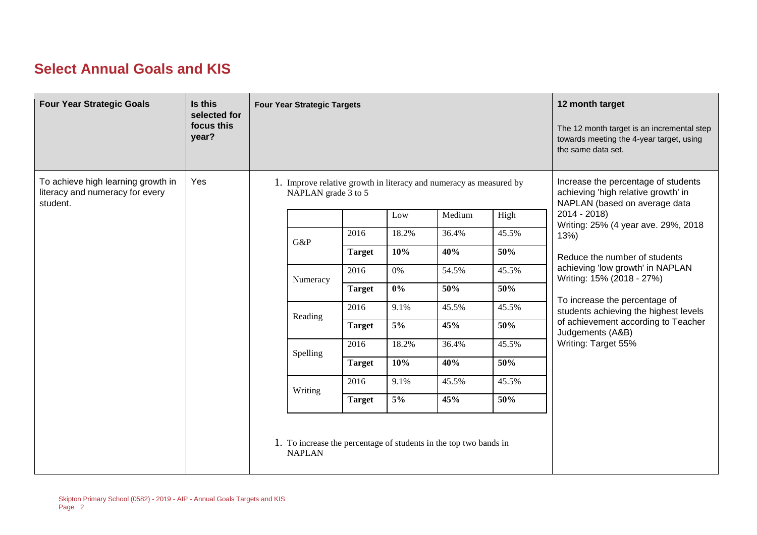## Select Annual Goals and KIS

| Four Year Strategic Goals | Is this selected for focus this year? | Four Year Strategic Targets | 12 month target<br>The 12 month target is an incremental step towards meeting the 4-year target, using the same data set. |
|---|---|---|---|
| To achieve high learning growth in literacy and numeracy for every student. | Yes | 1. Improve relative growth in literacy and numeracy as measured by NAPLAN grade 3 to 5 (see table below)<br><br>1. To increase the percentage of students in the top two bands in NAPLAN | Increase the percentage of students achieving 'high relative growth' in NAPLAN (based on average data 2014 - 2018)<br>Writing: 25% (4 year ave. 29%, 2018 13%)<br><br>Reduce the number of students achieving 'low growth' in NAPLAN Writing: 15% (2018 - 27%)<br><br>To increase the percentage of students achieving the highest levels of achievement according to Teacher Judgements (A&B)<br>Writing: Target 55% |

| | | Low | Medium | High |
|---|---|---|---|---|
| G&P | 2016 | 18.2% | 36.4% | 45.5% |
| | **Target** | **10%** | **40%** | **50%** |
| Numeracy | 2016 | 0% | 54.5% | 45.5% |
| | **Target** | **0%** | **50%** | **50%** |
| Reading | 2016 | 9.1% | 45.5% | 45.5% |
| | **Target** | **5%** | **45%** | **50%** |
| Spelling | 2016 | 18.2% | 36.4% | 45.5% |
| | **Target** | **10%** | **40%** | **50%** |
| Writing | 2016 | 9.1% | 45.5% | 45.5% |
| | **Target** | **5%** | **45%** | **50%** |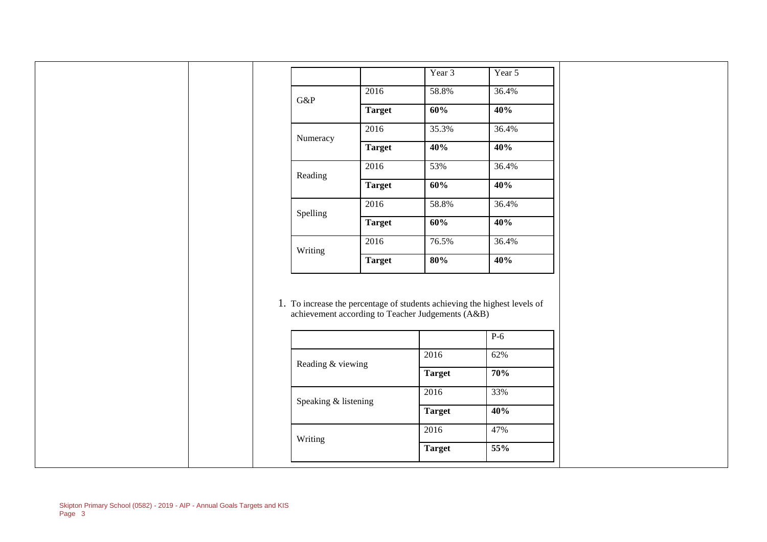| | | Year 3 | Year 5 |
|---|---|---|---|
| G&P | 2016 | 58.8% | 36.4% |
| | **Target** | **60%** | **40%** |
| Numeracy | 2016 | 35.3% | 36.4% |
| | **Target** | **40%** | **40%** |
| Reading | 2016 | 53% | 36.4% |
| | **Target** | **60%** | **40%** |
| Spelling | 2016 | 58.8% | 36.4% |
| | **Target** | **60%** | **40%** |
| Writing | 2016 | 76.5% | 36.4% |
| | **Target** | **80%** | **40%** |

1. To increase the percentage of students achieving the highest levels of achievement according to Teacher Judgements (A&B)

| | | P-6 |
|---|---|---|
| Reading & viewing | 2016 | 62% |
| | **Target** | **70%** |
| Speaking & listening | 2016 | 33% |
| | **Target** | **40%** |
| Writing | 2016 | 47% |
| | **Target** | **55%** |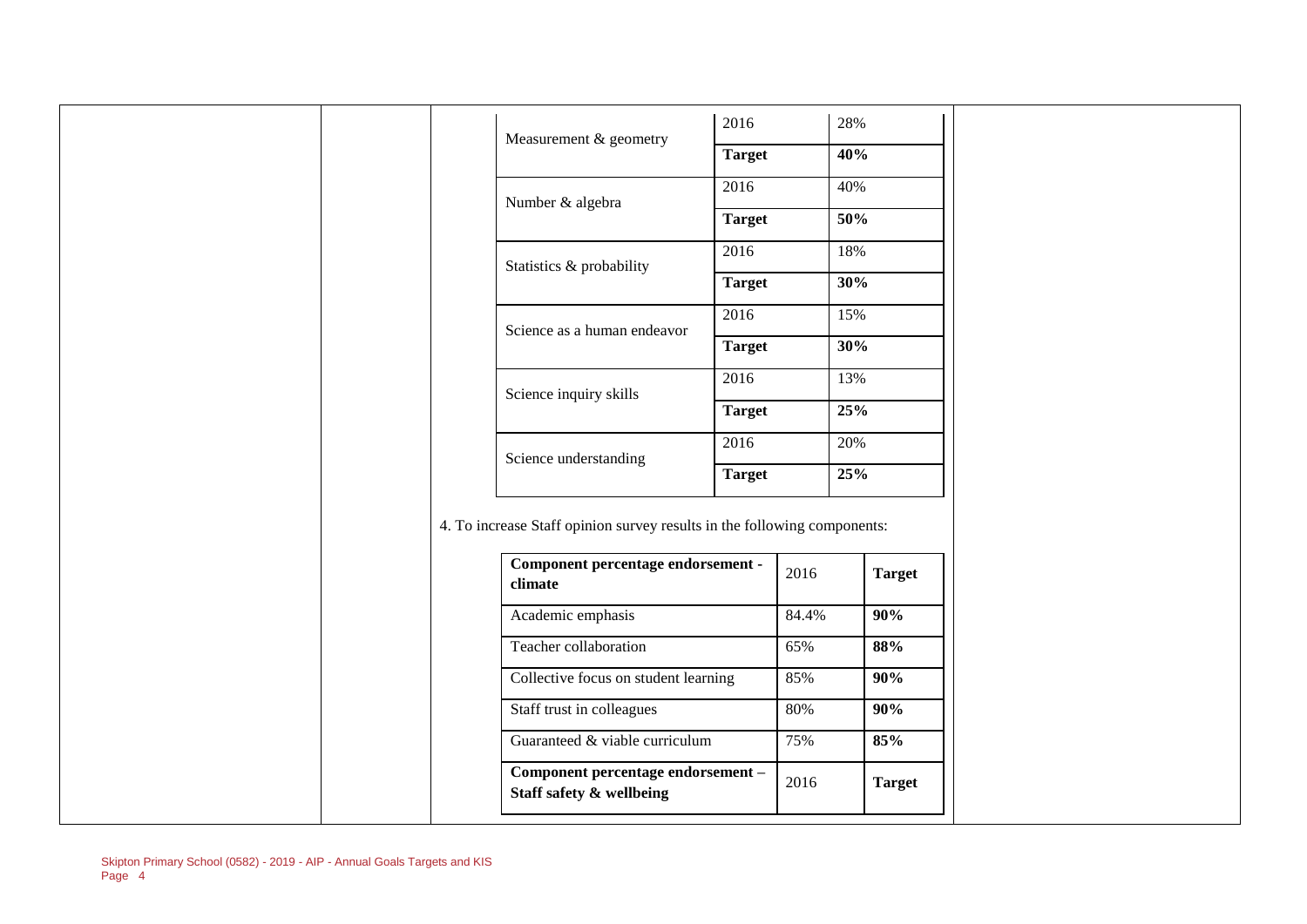| | | |
|---|---|---|
| Measurement & geometry | 2016 | 28% |
| | **Target** | **40%** |
| Number & algebra | 2016 | 40% |
| | **Target** | **50%** |
| Statistics & probability | 2016 | 18% |
| | **Target** | **30%** |
| Science as a human endeavor | 2016 | 15% |
| | **Target** | **30%** |
| Science inquiry skills | 2016 | 13% |
| | **Target** | **25%** |
| Science understanding | 2016 | 20% |
| | **Target** | **25%** |

4. To increase Staff opinion survey results in the following components:

| **Component percentage endorsement - climate** | 2016 | **Target** |
|---|---|---|
| Academic emphasis | 84.4% | **90%** |
| Teacher collaboration | 65% | **88%** |
| Collective focus on student learning | 85% | **90%** |
| Staff trust in colleagues | 80% | **90%** |
| Guaranteed & viable curriculum | 75% | **85%** |
| **Component percentage endorsement – Staff safety & wellbeing** | 2016 | **Target** |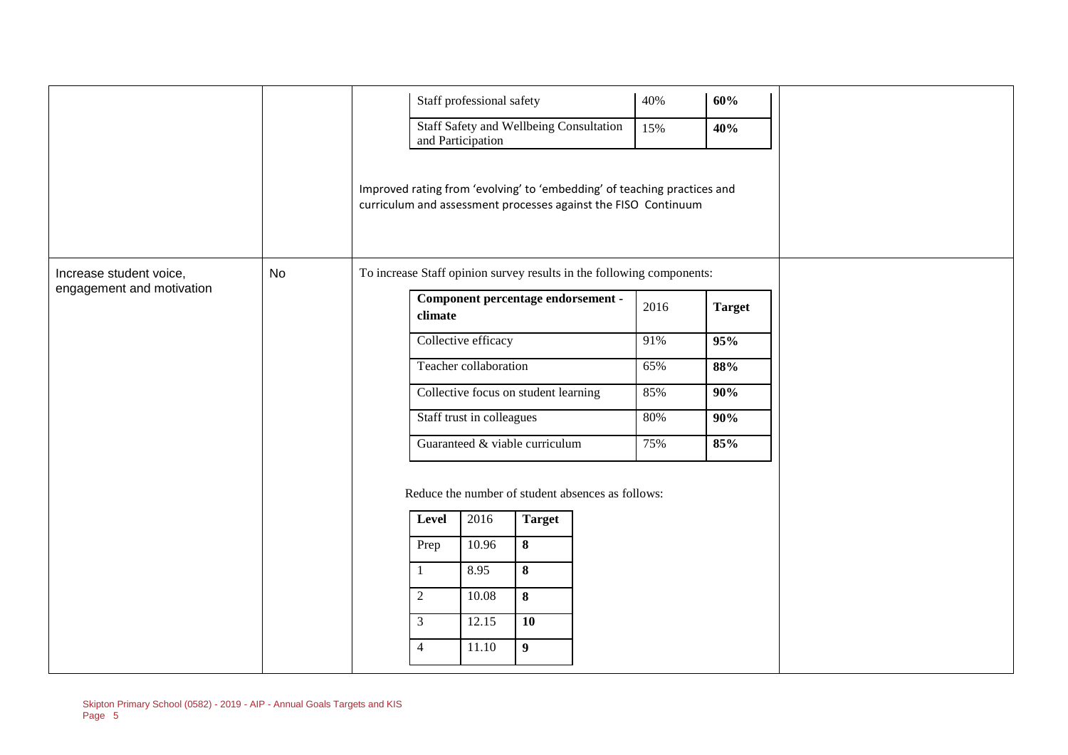| | | | |
|---|---|---|---|
| | | <table><tr><td>Staff professional safety</td><td>40%</td><td>**60%**</td></tr><tr><td>Staff Safety and Wellbeing Consultation and Participation</td><td>15%</td><td>**40%**</td></tr></table><br><br>Improved rating from 'evolving' to 'embedding' of teaching practices and curriculum and assessment processes against the FISO Continuum | |
| Increase student voice, engagement and motivation | No | To increase Staff opinion survey results in the following components:<br><br><table><tr><td>**Component percentage endorsement - climate**</td><td>2016</td><td>**Target**</td></tr><tr><td>Collective efficacy</td><td>91%</td><td>**95%**</td></tr><tr><td>Teacher collaboration</td><td>65%</td><td>**88%**</td></tr><tr><td>Collective focus on student learning</td><td>85%</td><td>**90%**</td></tr><tr><td>Staff trust in colleagues</td><td>80%</td><td>**90%**</td></tr><tr><td>Guaranteed & viable curriculum</td><td>75%</td><td>**85%**</td></tr></table><br><br>Reduce the number of student absences as follows:<br><br><table><tr><td>**Level**</td><td>2016</td><td>**Target**</td></tr><tr><td>Prep</td><td>10.96</td><td>**8**</td></tr><tr><td>1</td><td>8.95</td><td>**8**</td></tr><tr><td>2</td><td>10.08</td><td>**8**</td></tr><tr><td>3</td><td>12.15</td><td>**10**</td></tr><tr><td>4</td><td>11.10</td><td>**9**</td></tr></table> | |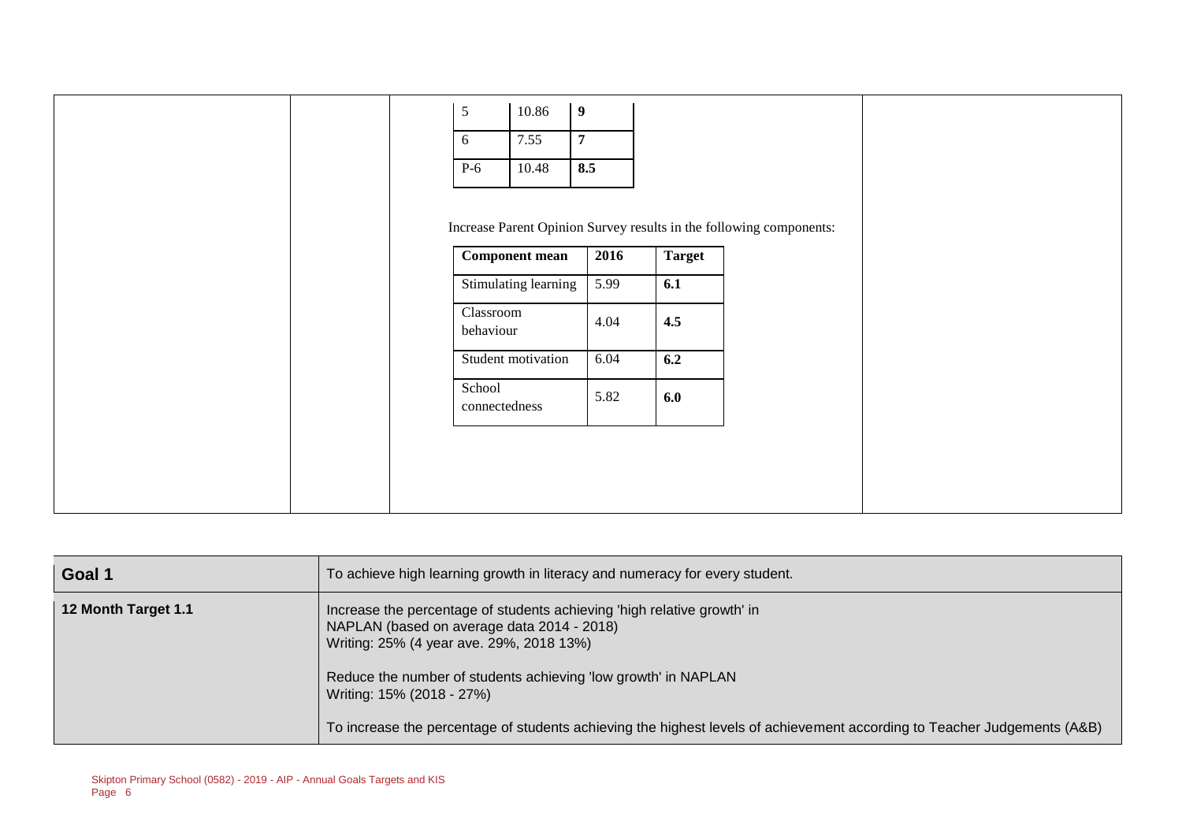| 5 | 10.86 | **9** |
|---|---|---|
| 6 | 7.55 | **7** |
| P-6 | 10.48 | **8.5** |

Increase Parent Opinion Survey results in the following components:

| Component mean | 2016 | Target |
|---|---|---|
| Stimulating learning | 5.99 | **6.1** |
| Classroom behaviour | 4.04 | **4.5** |
| Student motivation | 6.04 | **6.2** |
| School connectedness | 5.82 | **6.0** |

| **Goal 1** | To achieve high learning growth in literacy and numeracy for every student. |
|---|---|
| **12 Month Target 1.1** | Increase the percentage of students achieving 'high relative growth' in NAPLAN (based on average data 2014 - 2018)<br>Writing: 25% (4 year ave. 29%, 2018 13%)<br><br>Reduce the number of students achieving 'low growth' in NAPLAN<br>Writing: 15% (2018 - 27%)<br><br>To increase the percentage of students achieving the highest levels of achievement according to Teacher Judgements (A&B) |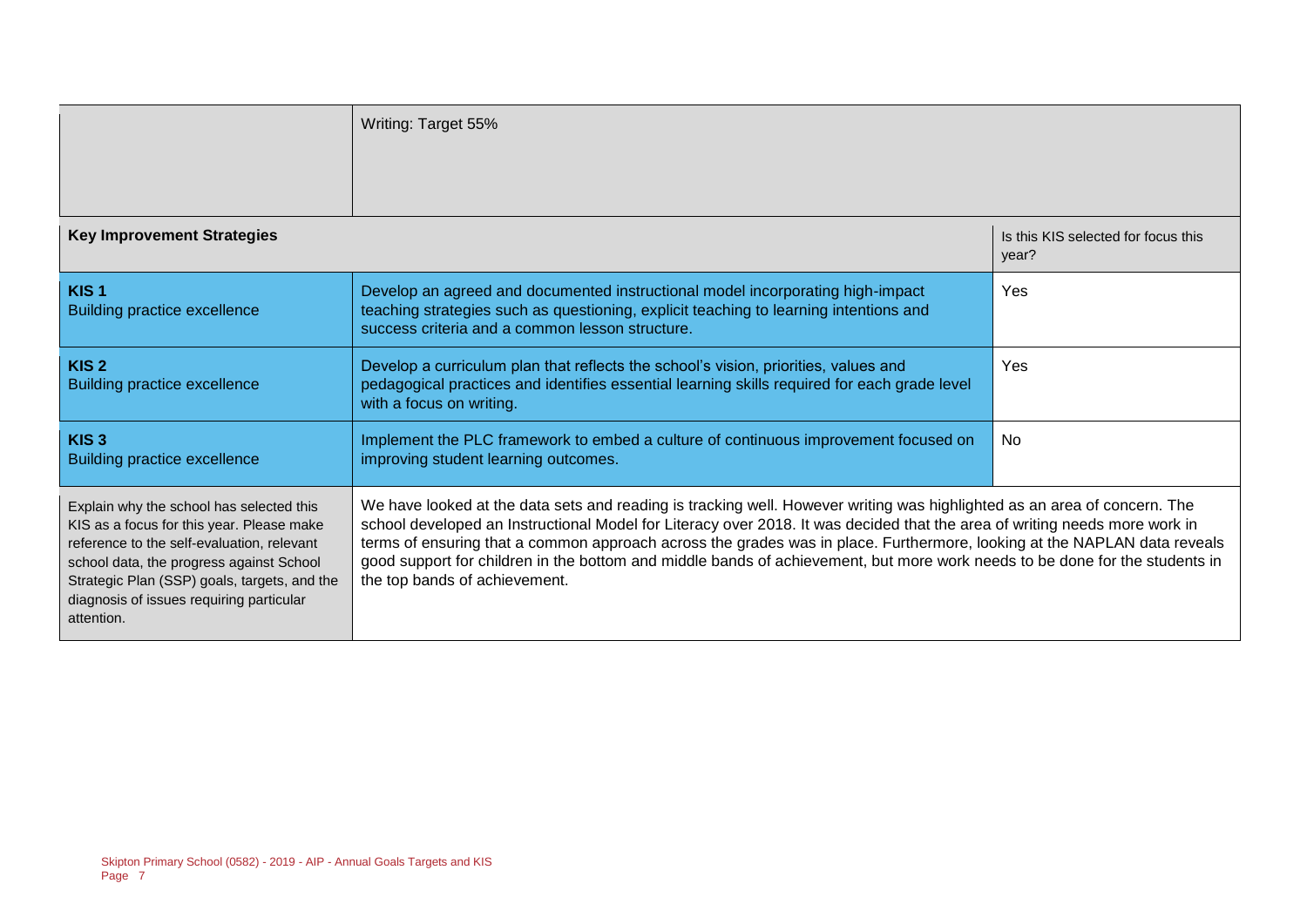| | Writing: Target 55% | |
|---|---|---|
| **Key Improvement Strategies** | | Is this KIS selected for focus this year? |
| **KIS 1**<br>Building practice excellence | Develop an agreed and documented instructional model incorporating high-impact teaching strategies such as questioning, explicit teaching to learning intentions and success criteria and a common lesson structure. | Yes |
| **KIS 2**<br>Building practice excellence | Develop a curriculum plan that reflects the school's vision, priorities, values and pedagogical practices and identifies essential learning skills required for each grade level with a focus on writing. | Yes |
| **KIS 3**<br>Building practice excellence | Implement the PLC framework to embed a culture of continuous improvement focused on improving student learning outcomes. | No |
| Explain why the school has selected this KIS as a focus for this year. Please make reference to the self-evaluation, relevant school data, the progress against School Strategic Plan (SSP) goals, targets, and the diagnosis of issues requiring particular attention. | We have looked at the data sets and reading is tracking well. However writing was highlighted as an area of concern. The school developed an Instructional Model for Literacy over 2018. It was decided that the area of writing needs more work in terms of ensuring that a common approach across the grades was in place. Furthermore, looking at the NAPLAN data reveals good support for children in the bottom and middle bands of achievement, but more work needs to be done for the students in the top bands of achievement. | |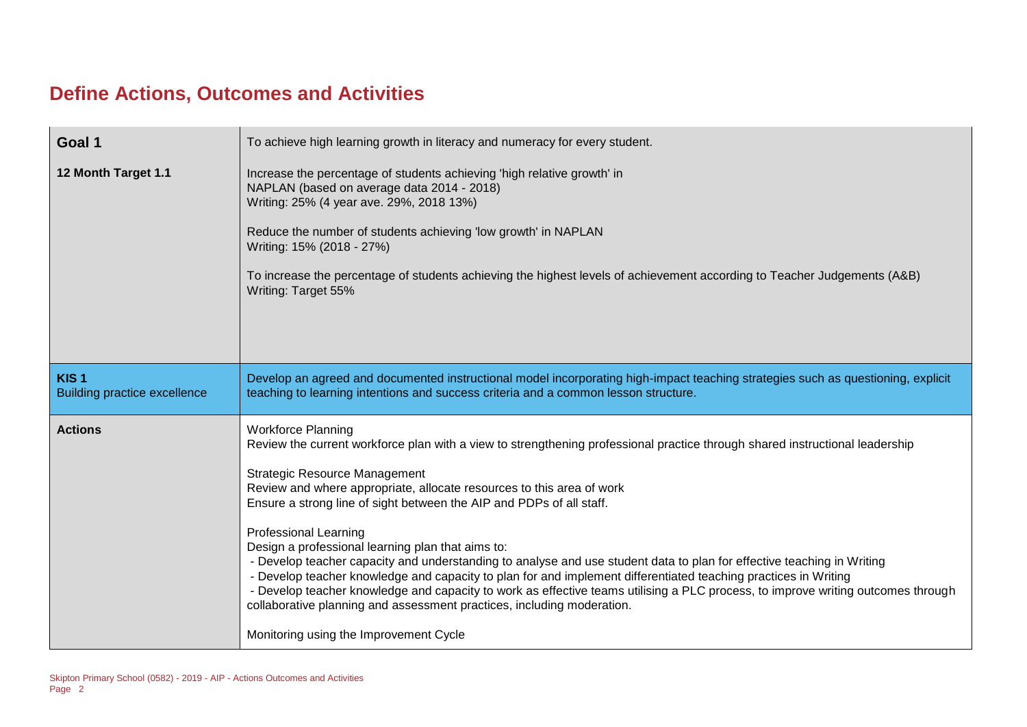# Define Actions, Outcomes and Activities

| **Goal 1** | To achieve high learning growth in literacy and numeracy for every student. |
|---|---|
| **12 Month Target 1.1** | Increase the percentage of students achieving 'high relative growth' in NAPLAN (based on average data 2014 - 2018)<br>Writing: 25% (4 year ave. 29%, 2018 13%)<br><br>Reduce the number of students achieving 'low growth' in NAPLAN<br>Writing: 15% (2018 - 27%)<br><br>To increase the percentage of students achieving the highest levels of achievement according to Teacher Judgements (A&B)<br>Writing: Target 55% |
| **KIS 1**<br>Building practice excellence | Develop an agreed and documented instructional model incorporating high-impact teaching strategies such as questioning, explicit teaching to learning intentions and success criteria and a common lesson structure. |
| **Actions** | Workforce Planning<br>Review the current workforce plan with a view to strengthening professional practice through shared instructional leadership<br><br>Strategic Resource Management<br>Review and where appropriate, allocate resources to this area of work<br>Ensure a strong line of sight between the AIP and PDPs of all staff.<br><br>Professional Learning<br>Design a professional learning plan that aims to:<br>- Develop teacher capacity and understanding to analyse and use student data to plan for effective teaching in Writing<br>- Develop teacher knowledge and capacity to plan for and implement differentiated teaching practices in Writing<br>- Develop teacher knowledge and capacity to work as effective teams utilising a PLC process, to improve writing outcomes through collaborative planning and assessment practices, including moderation.<br><br>Monitoring using the Improvement Cycle |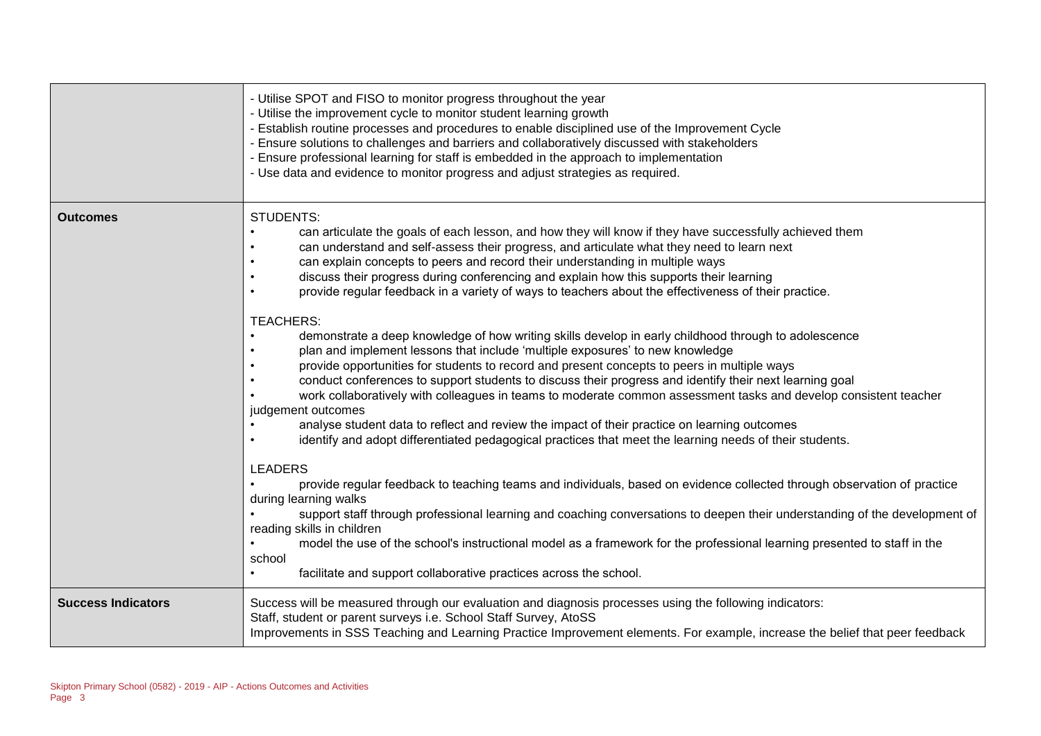| | |
|---|---|
| | - Utilise SPOT and FISO to monitor progress throughout the year<br>- Utilise the improvement cycle to monitor student learning growth<br>- Establish routine processes and procedures to enable disciplined use of the Improvement Cycle<br>- Ensure solutions to challenges and barriers and collaboratively discussed with stakeholders<br>- Ensure professional learning for staff is embedded in the approach to implementation<br>- Use data and evidence to monitor progress and adjust strategies as required. |
| **Outcomes** | STUDENTS:<br>• can articulate the goals of each lesson, and how they will know if they have successfully achieved them<br>• can understand and self-assess their progress, and articulate what they need to learn next<br>• can explain concepts to peers and record their understanding in multiple ways<br>• discuss their progress during conferencing and explain how this supports their learning<br>• provide regular feedback in a variety of ways to teachers about the effectiveness of their practice.<br><br>TEACHERS:<br>• demonstrate a deep knowledge of how writing skills develop in early childhood through to adolescence<br>• plan and implement lessons that include 'multiple exposures' to new knowledge<br>• provide opportunities for students to record and present concepts to peers in multiple ways<br>• conduct conferences to support students to discuss their progress and identify their next learning goal<br>• work collaboratively with colleagues in teams to moderate common assessment tasks and develop consistent teacher judgement outcomes<br>• analyse student data to reflect and review the impact of their practice on learning outcomes<br>• identify and adopt differentiated pedagogical practices that meet the learning needs of their students.<br><br>LEADERS<br>• provide regular feedback to teaching teams and individuals, based on evidence collected through observation of practice during learning walks<br>• support staff through professional learning and coaching conversations to deepen their understanding of the development of reading skills in children<br>• model the use of the school's instructional model as a framework for the professional learning presented to staff in the school<br>• facilitate and support collaborative practices across the school. |
| **Success Indicators** | Success will be measured through our evaluation and diagnosis processes using the following indicators:<br>Staff, student or parent surveys i.e. School Staff Survey, AtoSS<br>Improvements in SSS Teaching and Learning Practice Improvement elements. For example, increase the belief that peer feedback |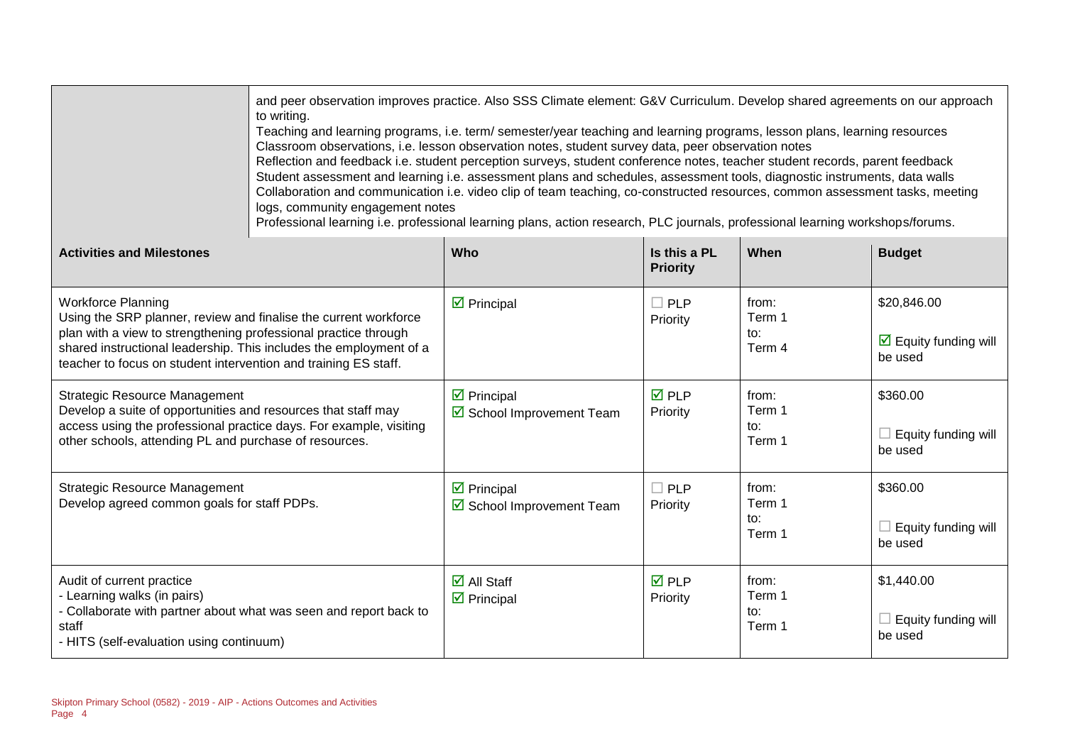| | and peer observation improves practice. Also SSS Climate element: G&V Curriculum. Develop shared agreements on our approach to writing.<br>Teaching and learning programs, i.e. term/ semester/year teaching and learning programs, lesson plans, learning resources<br>Classroom observations, i.e. lesson observation notes, student survey data, peer observation notes<br>Reflection and feedback i.e. student perception surveys, student conference notes, teacher student records, parent feedback<br>Student assessment and learning i.e. assessment plans and schedules, assessment tools, diagnostic instruments, data walls<br>Collaboration and communication i.e. video clip of team teaching, co-constructed resources, common assessment tasks, meeting logs, community engagement notes<br>Professional learning i.e. professional learning plans, action research, PLC journals, professional learning workshops/forums. |
|---|---|

| Activities and Milestones | Who | Is this a PL Priority | When | Budget |
|---|---|---|---|---|
| Workforce Planning<br>Using the SRP planner, review and finalise the current workforce plan with a view to strengthening professional practice through shared instructional leadership. This includes the employment of a teacher to focus on student intervention and training ES staff. | ☑ Principal | ☐ PLP Priority | from: Term 1<br>to: Term 4 | $20,846.00<br><br>☑ Equity funding will be used |
| Strategic Resource Management<br>Develop a suite of opportunities and resources that staff may access using the professional practice days. For example, visiting other schools, attending PL and purchase of resources. | ☑ Principal<br>☑ School Improvement Team | ☑ PLP Priority | from: Term 1<br>to: Term 1 | $360.00<br><br>☐ Equity funding will be used |
| Strategic Resource Management<br>Develop agreed common goals for staff PDPs. | ☑ Principal<br>☑ School Improvement Team | ☐ PLP Priority | from: Term 1<br>to: Term 1 | $360.00<br><br>☐ Equity funding will be used |
| Audit of current practice<br>- Learning walks (in pairs)<br>- Collaborate with partner about what was seen and report back to staff<br>- HITS (self-evaluation using continuum) | ☑ All Staff<br>☑ Principal | ☑ PLP Priority | from: Term 1<br>to: Term 1 | $1,440.00<br><br>☐ Equity funding will be used |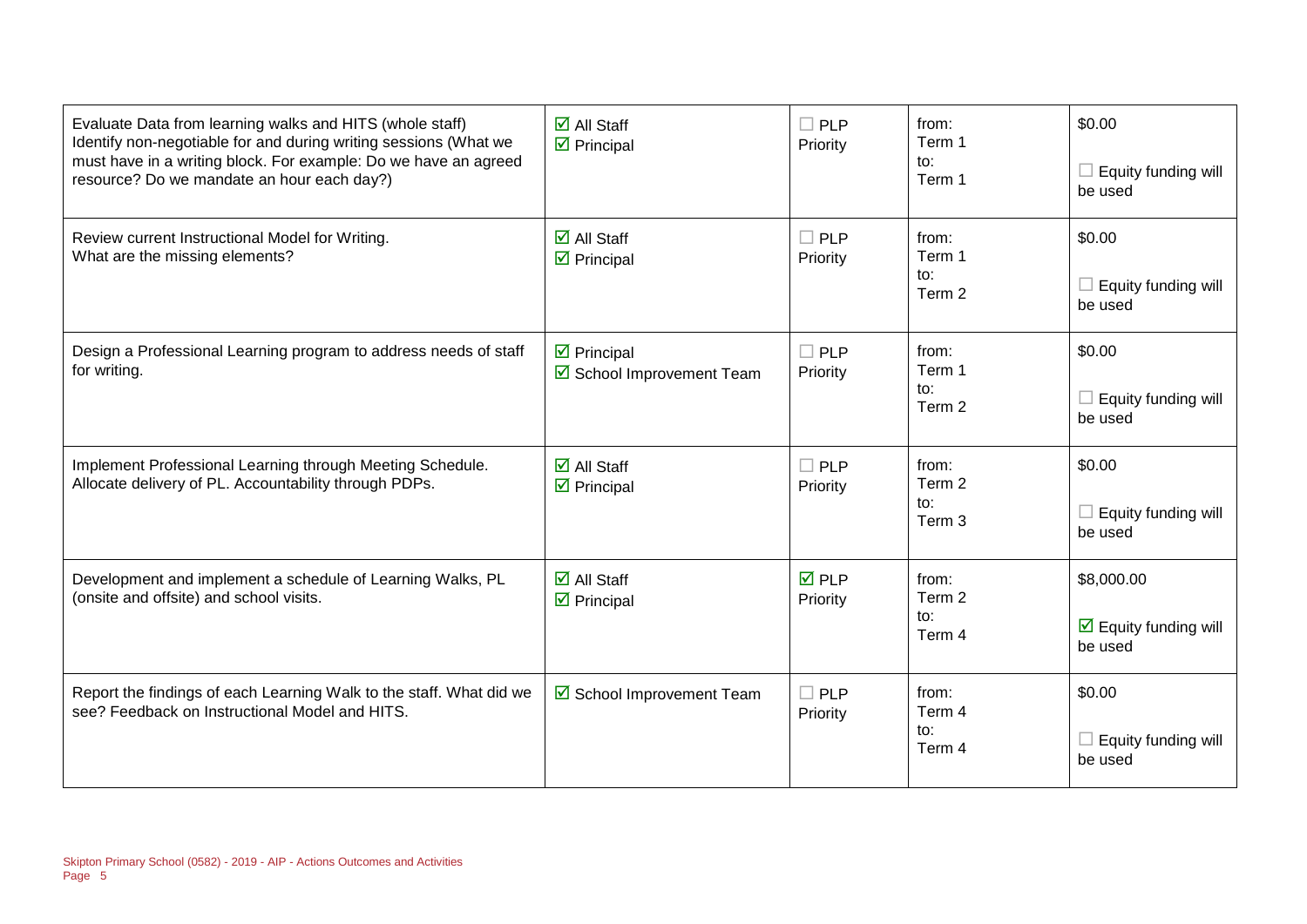| | | | | |
|---|---|---|---|---|
| Evaluate Data from learning walks and HITS (whole staff)<br>Identify non-negotiable for and during writing sessions (What we must have in a writing block. For example: Do we have an agreed resource? Do we mandate an hour each day?) | ☑ All Staff<br>☑ Principal | ☐ PLP Priority | from:<br>Term 1<br>to:<br>Term 1 | $0.00<br><br>☐ Equity funding will be used |
| Review current Instructional Model for Writing.<br>What are the missing elements? | ☑ All Staff<br>☑ Principal | ☐ PLP Priority | from:<br>Term 1<br>to:<br>Term 2 | $0.00<br><br>☐ Equity funding will be used |
| Design a Professional Learning program to address needs of staff for writing. | ☑ Principal<br>☑ School Improvement Team | ☐ PLP Priority | from:<br>Term 1<br>to:<br>Term 2 | $0.00<br><br>☐ Equity funding will be used |
| Implement Professional Learning through Meeting Schedule.<br>Allocate delivery of PL. Accountability through PDPs. | ☑ All Staff<br>☑ Principal | ☐ PLP Priority | from:<br>Term 2<br>to:<br>Term 3 | $0.00<br><br>☐ Equity funding will be used |
| Development and implement a schedule of Learning Walks, PL (onsite and offsite) and school visits. | ☑ All Staff<br>☑ Principal | ☑ PLP Priority | from:<br>Term 2<br>to:<br>Term 4 | $8,000.00<br><br>☑ Equity funding will be used |
| Report the findings of each Learning Walk to the staff. What did we see? Feedback on Instructional Model and HITS. | ☑ School Improvement Team | ☐ PLP Priority | from:<br>Term 4<br>to:<br>Term 4 | $0.00<br><br>☐ Equity funding will be used |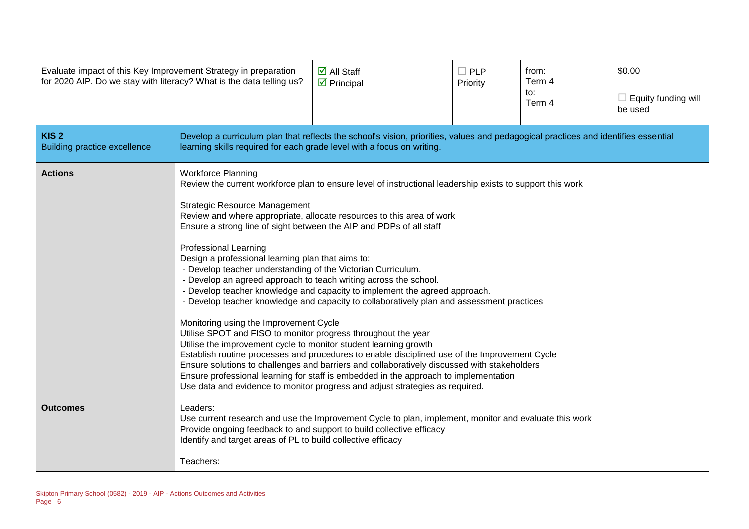| Evaluate impact of this Key Improvement Strategy in preparation for 2020 AIP. Do we stay with literacy? What is the data telling us? | ☑ All Staff<br>☑ Principal | ☐ PLP Priority | from:<br>Term 4<br>to:<br>Term 4 | $0.00<br><br>☐ Equity funding will be used |
|---|---|---|---|---|

| **KIS 2**<br>Building practice excellence | Develop a curriculum plan that reflects the school's vision, priorities, values and pedagogical practices and identifies essential learning skills required for each grade level with a focus on writing. |
|---|---|
| **Actions** | Workforce Planning<br>Review the current workforce plan to ensure level of instructional leadership exists to support this work<br><br>Strategic Resource Management<br>Review and where appropriate, allocate resources to this area of work<br>Ensure a strong line of sight between the AIP and PDPs of all staff<br><br>Professional Learning<br>Design a professional learning plan that aims to:<br>- Develop teacher understanding of the Victorian Curriculum.<br>- Develop an agreed approach to teach writing across the school.<br>- Develop teacher knowledge and capacity to implement the agreed approach.<br>- Develop teacher knowledge and capacity to collaboratively plan and assessment practices<br><br>Monitoring using the Improvement Cycle<br>Utilise SPOT and FISO to monitor progress throughout the year<br>Utilise the improvement cycle to monitor student learning growth<br>Establish routine processes and procedures to enable disciplined use of the Improvement Cycle<br>Ensure solutions to challenges and barriers and collaboratively discussed with stakeholders<br>Ensure professional learning for staff is embedded in the approach to implementation<br>Use data and evidence to monitor progress and adjust strategies as required. |
| **Outcomes** | Leaders:<br>Use current research and use the Improvement Cycle to plan, implement, monitor and evaluate this work<br>Provide ongoing feedback to and support to build collective efficacy<br>Identify and target areas of PL to build collective efficacy<br><br>Teachers: |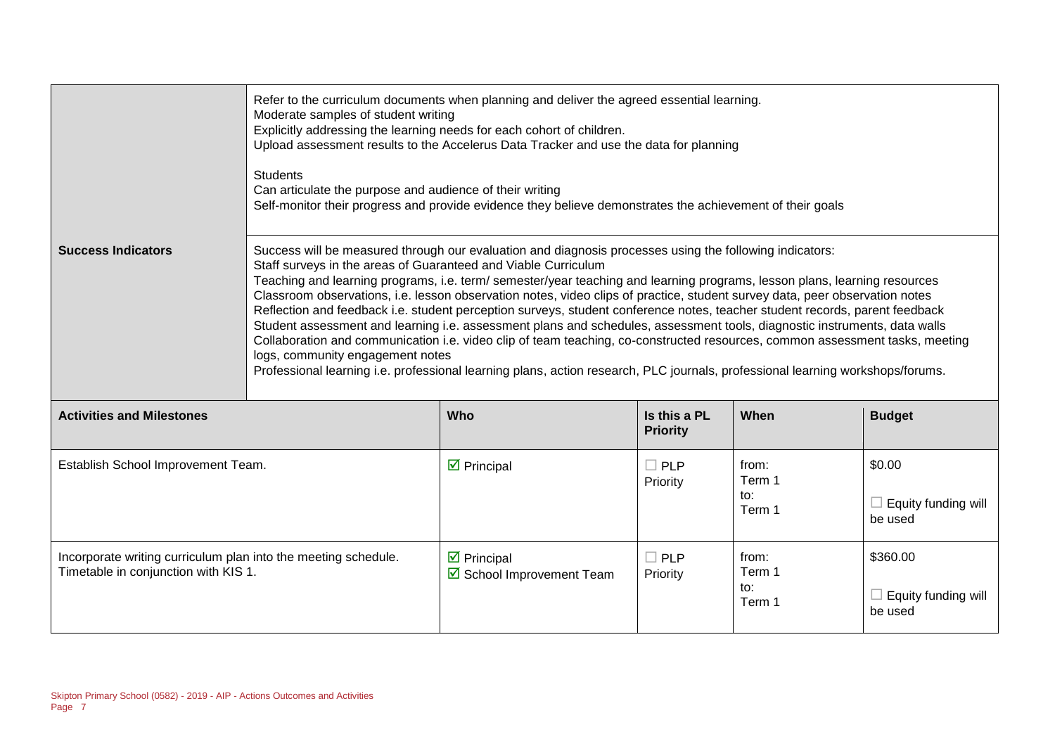| | |
|---|---|
| | Refer to the curriculum documents when planning and deliver the agreed essential learning.<br>Moderate samples of student writing<br>Explicitly addressing the learning needs for each cohort of children.<br>Upload assessment results to the Accelerus Data Tracker and use the data for planning<br><br>Students<br>Can articulate the purpose and audience of their writing<br>Self-monitor their progress and provide evidence they believe demonstrates the achievement of their goals |
| **Success Indicators** | Success will be measured through our evaluation and diagnosis processes using the following indicators:<br>Staff surveys in the areas of Guaranteed and Viable Curriculum<br>Teaching and learning programs, i.e. term/ semester/year teaching and learning programs, lesson plans, learning resources<br>Classroom observations, i.e. lesson observation notes, video clips of practice, student survey data, peer observation notes<br>Reflection and feedback i.e. student perception surveys, student conference notes, teacher student records, parent feedback<br>Student assessment and learning i.e. assessment plans and schedules, assessment tools, diagnostic instruments, data walls<br>Collaboration and communication i.e. video clip of team teaching, co-constructed resources, common assessment tasks, meeting logs, community engagement notes<br>Professional learning i.e. professional learning plans, action research, PLC journals, professional learning workshops/forums. |

| **Activities and Milestones** | **Who** | **Is this a PL Priority** | **When** | **Budget** |
|---|---|---|---|---|
| Establish School Improvement Team. | ☑ Principal | ☐ PLP Priority | from: Term 1 to: Term 1 | $0.00<br>☐ Equity funding will be used |
| Incorporate writing curriculum plan into the meeting schedule. Timetable in conjunction with KIS 1. | ☑ Principal<br>☑ School Improvement Team | ☐ PLP Priority | from: Term 1 to: Term 1 | $360.00<br>☐ Equity funding will be used |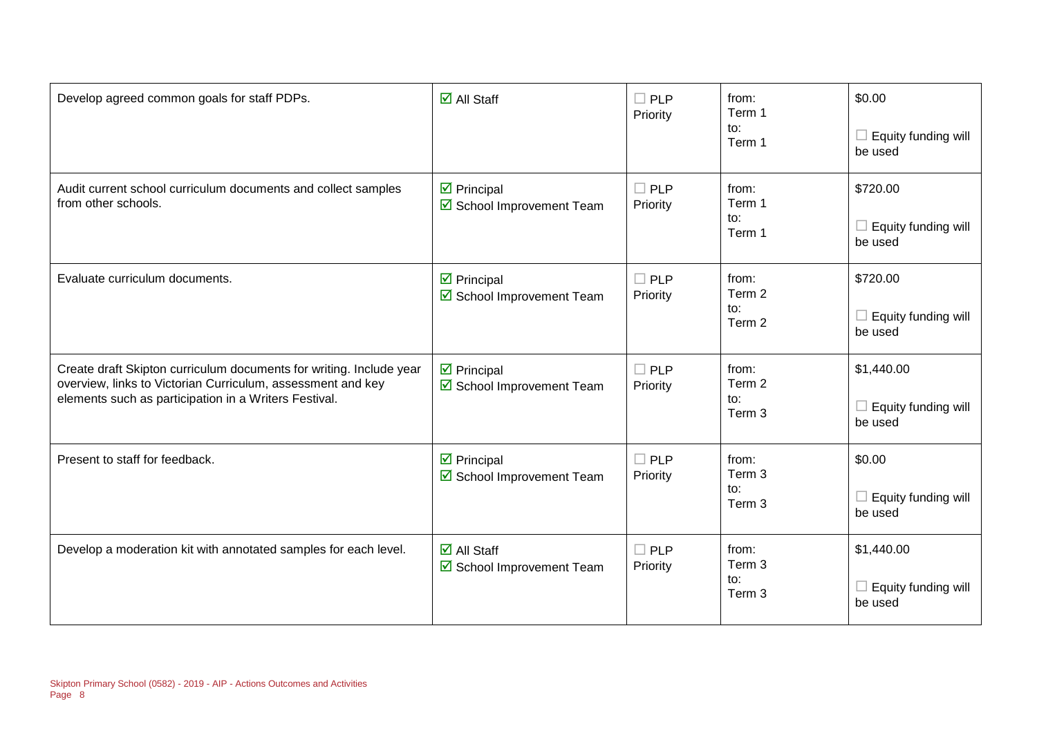| | | | | |
|---|---|---|---|---|
| Develop agreed common goals for staff PDPs. | ☑ All Staff | ☐ PLP Priority | from: Term 1 to: Term 1 | $0.00 ☐ Equity funding will be used |
| Audit current school curriculum documents and collect samples from other schools. | ☑ Principal ☑ School Improvement Team | ☐ PLP Priority | from: Term 1 to: Term 1 | $720.00 ☐ Equity funding will be used |
| Evaluate curriculum documents. | ☑ Principal ☑ School Improvement Team | ☐ PLP Priority | from: Term 2 to: Term 2 | $720.00 ☐ Equity funding will be used |
| Create draft Skipton curriculum documents for writing. Include year overview, links to Victorian Curriculum, assessment and key elements such as participation in a Writers Festival. | ☑ Principal ☑ School Improvement Team | ☐ PLP Priority | from: Term 2 to: Term 3 | $1,440.00 ☐ Equity funding will be used |
| Present to staff for feedback. | ☑ Principal ☑ School Improvement Team | ☐ PLP Priority | from: Term 3 to: Term 3 | $0.00 ☐ Equity funding will be used |
| Develop a moderation kit with annotated samples for each level. | ☑ All Staff ☑ School Improvement Team | ☐ PLP Priority | from: Term 3 to: Term 3 | $1,440.00 ☐ Equity funding will be used |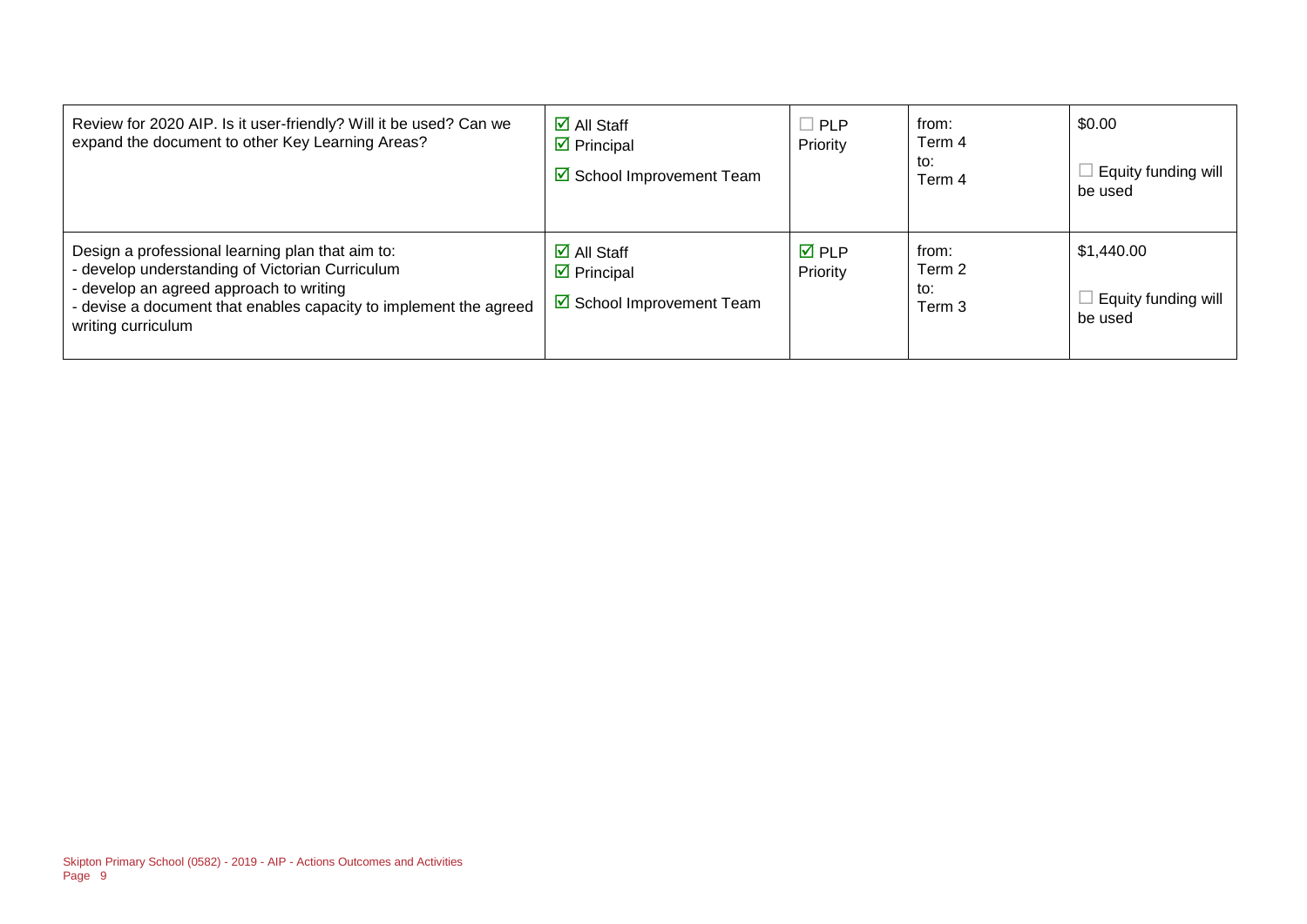| | | | | |
|---|---|---|---|---|
| Review for 2020 AIP. Is it user-friendly? Will it be used? Can we expand the document to other Key Learning Areas? | ☑ All Staff<br>☑ Principal<br>☑ School Improvement Team | ☐ PLP Priority | from:<br>Term 4<br>to:<br>Term 4 | $0.00<br><br>☐ Equity funding will be used |
| Design a professional learning plan that aim to:<br>- develop understanding of Victorian Curriculum<br>- develop an agreed approach to writing<br>- devise a document that enables capacity to implement the agreed writing curriculum | ☑ All Staff<br>☑ Principal<br>☑ School Improvement Team | ☑ PLP Priority | from:<br>Term 2<br>to:<br>Term 3 | $1,440.00<br><br>☐ Equity funding will be used |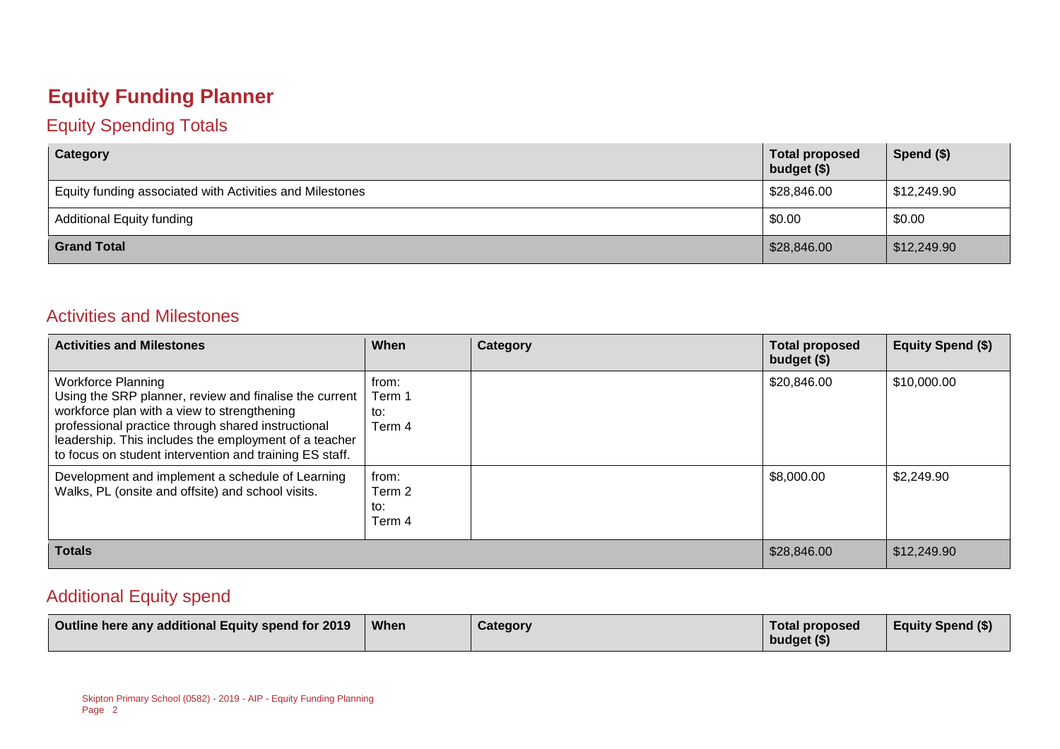# Equity Funding Planner

## Equity Spending Totals

| Category | Total proposed budget ($) | Spend ($) |
|---|---|---|
| Equity funding associated with Activities and Milestones | $28,846.00 | $12,249.90 |
| Additional Equity funding | $0.00 | $0.00 |
| **Grand Total** | $28,846.00 | $12,249.90 |

## Activities and Milestones

| Activities and Milestones | When | Category | Total proposed budget ($) | Equity Spend ($) |
|---|---|---|---|---|
| Workforce Planning<br>Using the SRP planner, review and finalise the current workforce plan with a view to strengthening professional practice through shared instructional leadership. This includes the employment of a teacher to focus on student intervention and training ES staff. | from:<br>Term 1<br>to:<br>Term 4 | | $20,846.00 | $10,000.00 |
| Development and implement a schedule of Learning Walks, PL (onsite and offsite) and school visits. | from:<br>Term 2<br>to:<br>Term 4 | | $8,000.00 | $2,249.90 |
| **Totals** | | | $28,846.00 | $12,249.90 |

## Additional Equity spend

| Outline here any additional Equity spend for 2019 | When | Category | Total proposed budget ($) | Equity Spend ($) |
|---|---|---|---|---|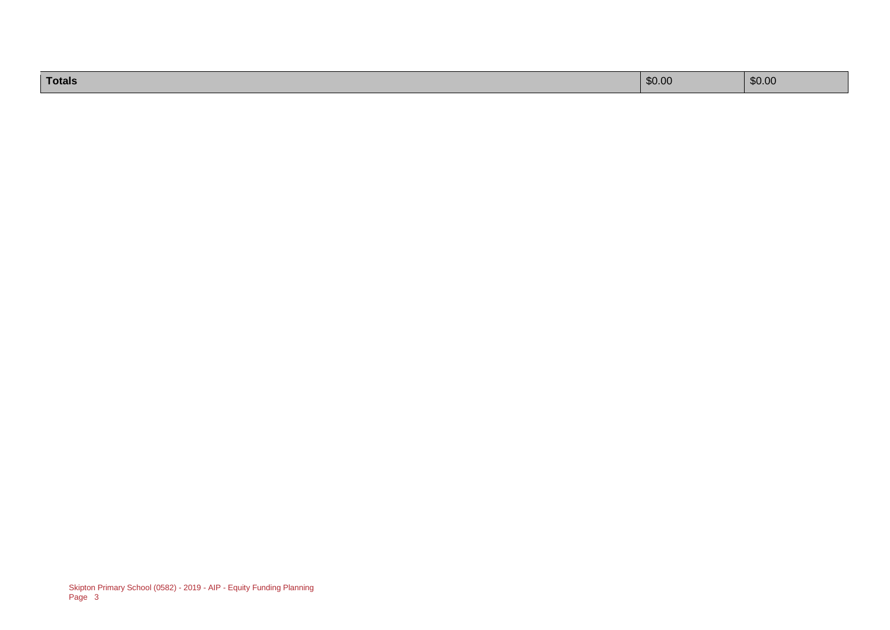| **Totals** | $0.00 | $0.00 |
| --- | --- | --- |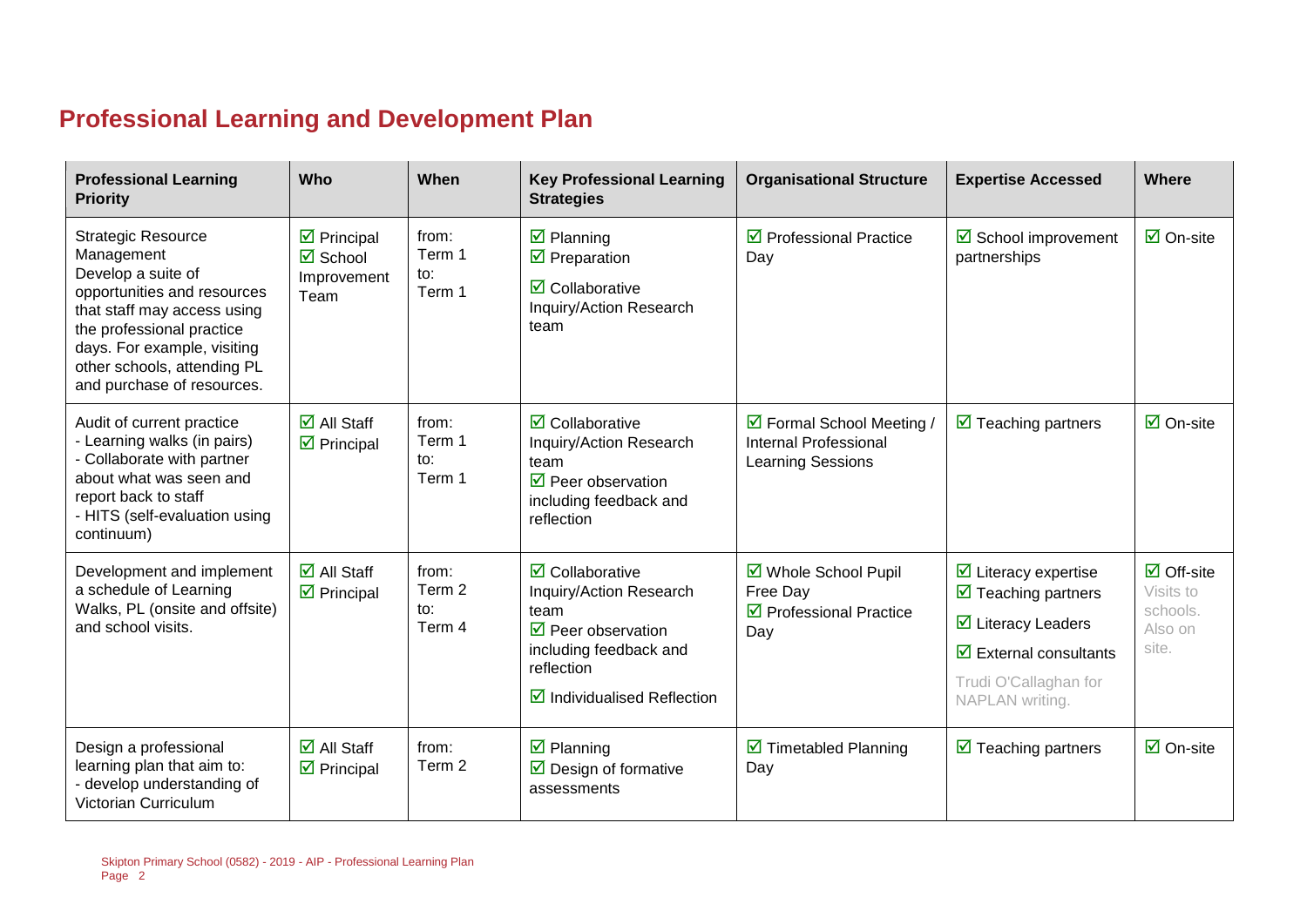## Professional Learning and Development Plan

| Professional Learning Priority | Who | When | Key Professional Learning Strategies | Organisational Structure | Expertise Accessed | Where |
|---|---|---|---|---|---|---|
| Strategic Resource Management<br>Develop a suite of opportunities and resources that staff may access using the professional practice days. For example, visiting other schools, attending PL and purchase of resources. | ☑ Principal<br>☑ School Improvement Team | from: Term 1<br>to: Term 1 | ☑ Planning<br>☑ Preparation<br>☑ Collaborative Inquiry/Action Research team | ☑ Professional Practice Day | ☑ School improvement partnerships | ☑ On-site |
| Audit of current practice<br>- Learning walks (in pairs)<br>- Collaborate with partner about what was seen and report back to staff<br>- HITS (self-evaluation using continuum) | ☑ All Staff<br>☑ Principal | from: Term 1<br>to: Term 1 | ☑ Collaborative Inquiry/Action Research team<br>☑ Peer observation including feedback and reflection | ☑ Formal School Meeting / Internal Professional Learning Sessions | ☑ Teaching partners | ☑ On-site |
| Development and implement a schedule of Learning Walks, PL (onsite and offsite) and school visits. | ☑ All Staff<br>☑ Principal | from: Term 2<br>to: Term 4 | ☑ Collaborative Inquiry/Action Research team<br>☑ Peer observation including feedback and reflection<br>☑ Individualised Reflection | ☑ Whole School Pupil Free Day<br>☑ Professional Practice Day | ☑ Literacy expertise<br>☑ Teaching partners<br>☑ Literacy Leaders<br>☑ External consultants<br>Trudi O'Callaghan for NAPLAN writing. | ☑ Off-site<br>Visits to schools. Also on site. |
| Design a professional learning plan that aim to:<br>- develop understanding of Victorian Curriculum | ☑ All Staff<br>☑ Principal | from: Term 2 | ☑ Planning<br>☑ Design of formative assessments | ☑ Timetabled Planning Day | ☑ Teaching partners | ☑ On-site |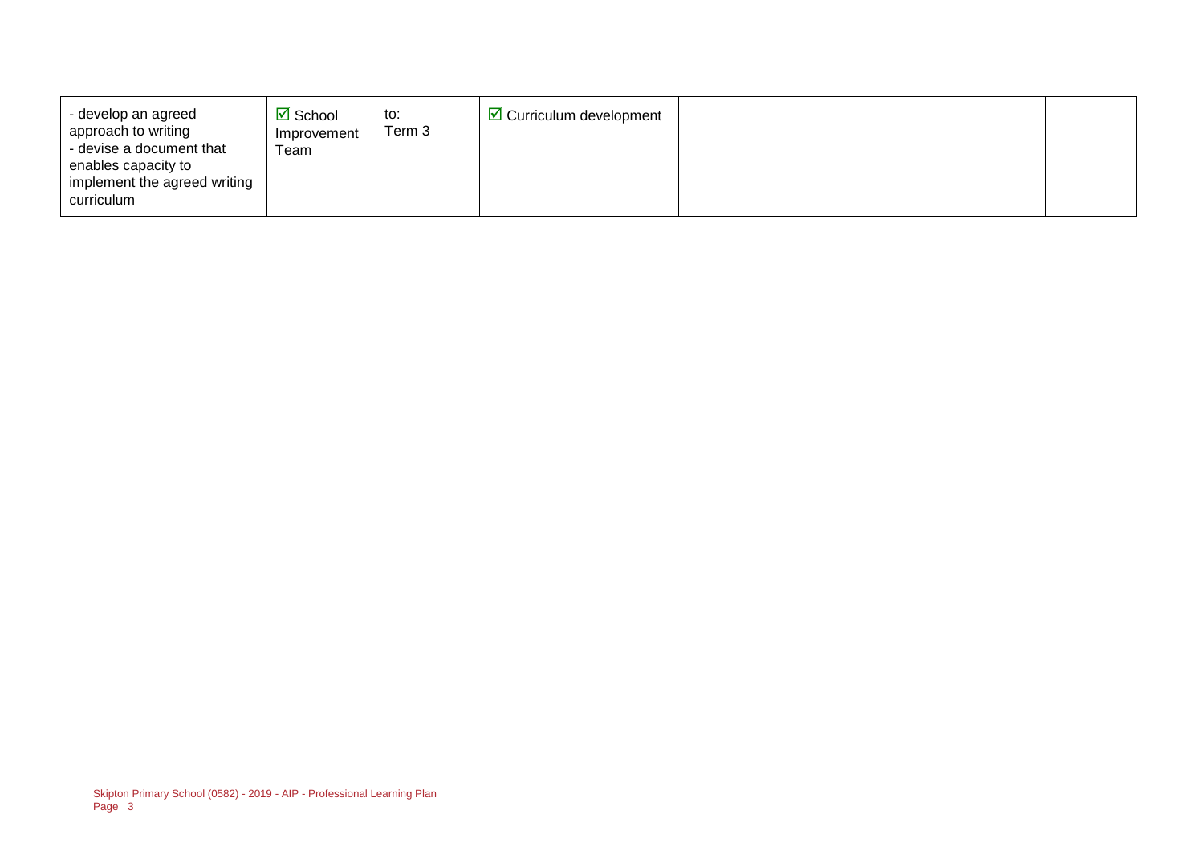| | | | | | | |
|---|---|---|---|---|---|---|
| - develop an agreed approach to writing<br>- devise a document that enables capacity to implement the agreed writing curriculum | ☑ School Improvement Team | to:<br>Term 3 | ☑ Curriculum development | | | |